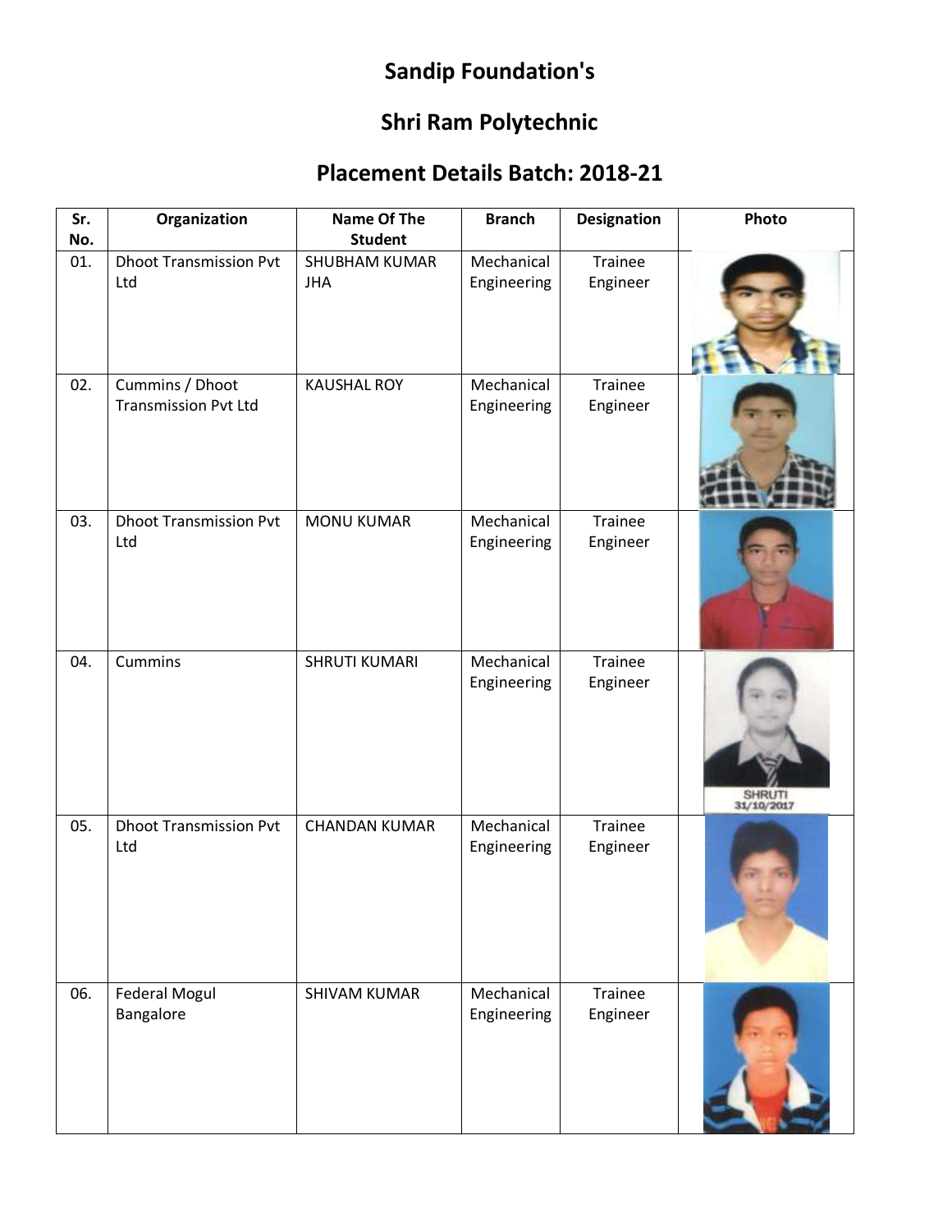# Sandip Foundation's

# Shri Ram Polytechnic

## Placement Details Batch: 2018-21

| Sr. No. | Organization | Name Of The Student | Branch | Designation | Photo |
|---|---|---|---|---|---|
| 01. | Dhoot Transmission Pvt Ltd | SHUBHAM KUMAR JHA | Mechanical Engineering | Trainee Engineer | |
| 02. | Cummins / Dhoot Transmission Pvt Ltd | KAUSHAL ROY | Mechanical Engineering | Trainee Engineer | |
| 03. | Dhoot Transmission Pvt Ltd | MONU KUMAR | Mechanical Engineering | Trainee Engineer | |
| 04. | Cummins | SHRUTI KUMARI | Mechanical Engineering | Trainee Engineer | |
| 05. | Dhoot Transmission Pvt Ltd | CHANDAN KUMAR | Mechanical Engineering | Trainee Engineer | |
| 06. | Federal Mogul Bangalore | SHIVAM KUMAR | Mechanical Engineering | Trainee Engineer | |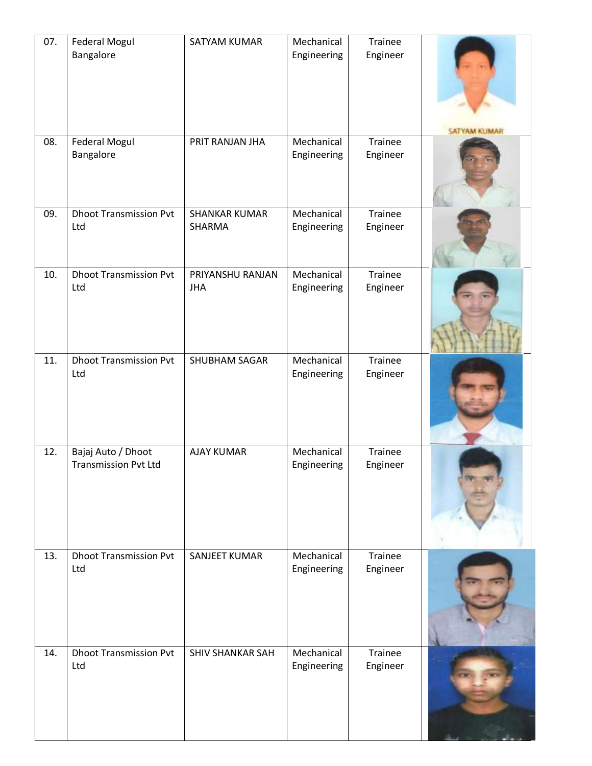| 07. | Federal Mogul Bangalore | SATYAM KUMAR | Mechanical Engineering | Trainee Engineer | SATYAM KUMAR |
|---|---|---|---|---|---|
| 08. | Federal Mogul Bangalore | PRIT RANJAN JHA | Mechanical Engineering | Trainee Engineer | |
| 09. | Dhoot Transmission Pvt Ltd | SHANKAR KUMAR SHARMA | Mechanical Engineering | Trainee Engineer | |
| 10. | Dhoot Transmission Pvt Ltd | PRIYANSHU RANJAN JHA | Mechanical Engineering | Trainee Engineer | |
| 11. | Dhoot Transmission Pvt Ltd | SHUBHAM SAGAR | Mechanical Engineering | Trainee Engineer | |
| 12. | Bajaj Auto / Dhoot Transmission Pvt Ltd | AJAY KUMAR | Mechanical Engineering | Trainee Engineer | |
| 13. | Dhoot Transmission Pvt Ltd | SANJEET KUMAR | Mechanical Engineering | Trainee Engineer | |
| 14. | Dhoot Transmission Pvt Ltd | SHIV SHANKAR SAH | Mechanical Engineering | Trainee Engineer | |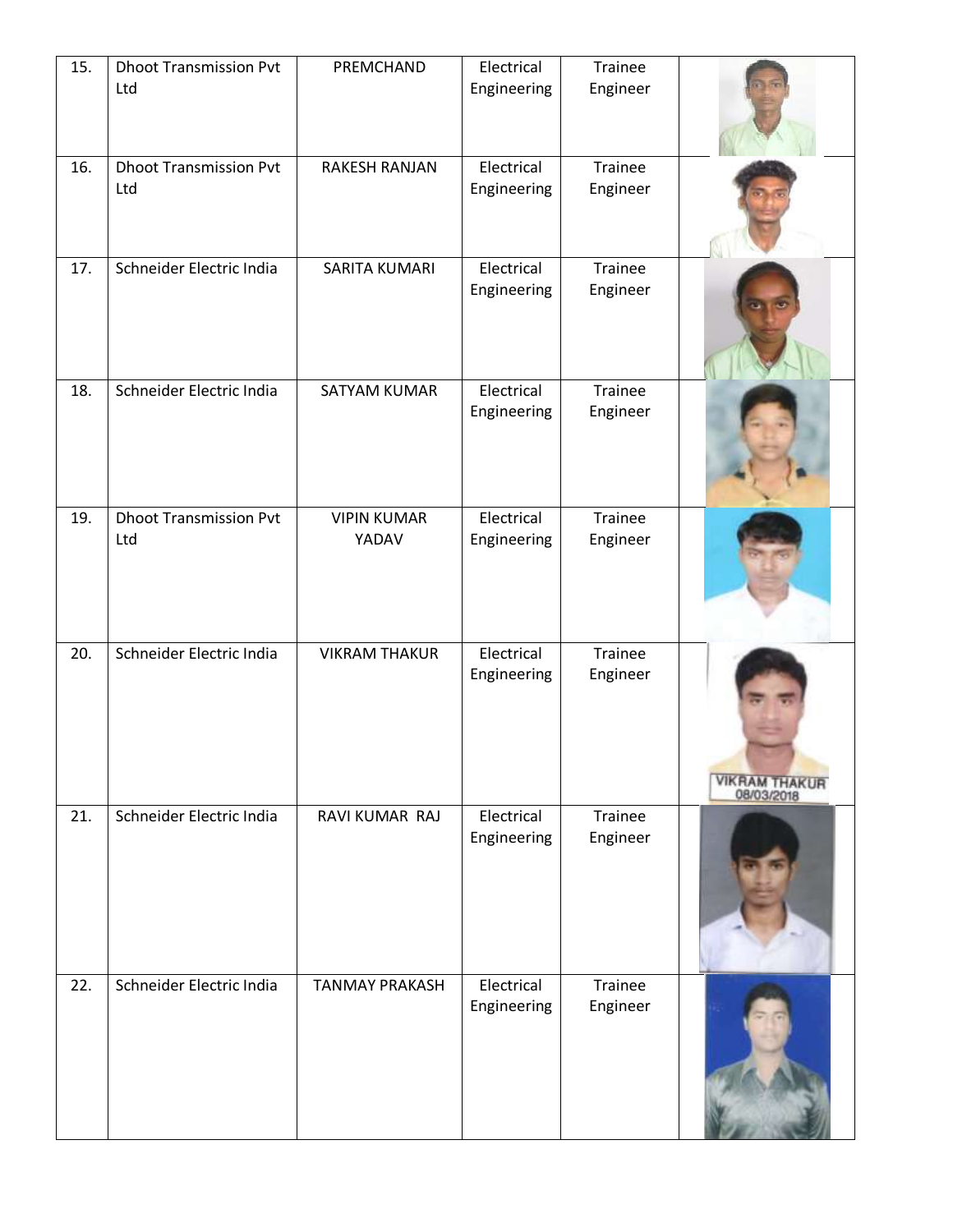| 15. | Dhoot Transmission Pvt Ltd | PREMCHAND | Electrical Engineering | Trainee Engineer | |
|---|---|---|---|---|---|
| 16. | Dhoot Transmission Pvt Ltd | RAKESH RANJAN | Electrical Engineering | Trainee Engineer | |
| 17. | Schneider Electric India | SARITA KUMARI | Electrical Engineering | Trainee Engineer | |
| 18. | Schneider Electric India | SATYAM KUMAR | Electrical Engineering | Trainee Engineer | |
| 19. | Dhoot Transmission Pvt Ltd | VIPIN KUMAR YADAV | Electrical Engineering | Trainee Engineer | |
| 20. | Schneider Electric India | VIKRAM THAKUR | Electrical Engineering | Trainee Engineer | |
| 21. | Schneider Electric India | RAVI KUMAR RAJ | Electrical Engineering | Trainee Engineer | |
| 22. | Schneider Electric India | TANMAY PRAKASH | Electrical Engineering | Trainee Engineer | |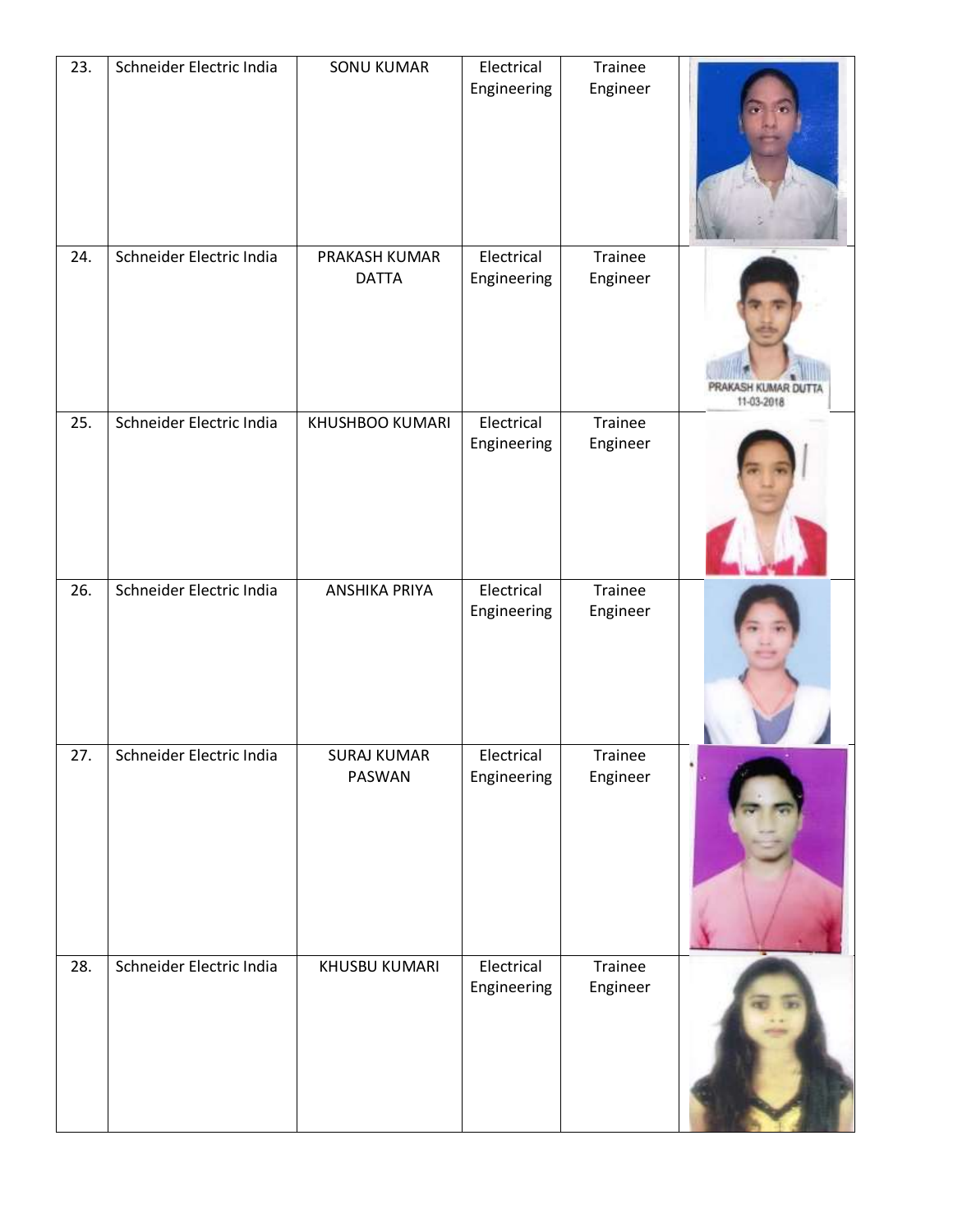| 23. | Schneider Electric India | SONU KUMAR | Electrical Engineering | Trainee Engineer | |
|---|---|---|---|---|---|
| 24. | Schneider Electric India | PRAKASH KUMAR DATTA | Electrical Engineering | Trainee Engineer | |
| 25. | Schneider Electric India | KHUSHBOO KUMARI | Electrical Engineering | Trainee Engineer | |
| 26. | Schneider Electric India | ANSHIKA PRIYA | Electrical Engineering | Trainee Engineer | |
| 27. | Schneider Electric India | SURAJ KUMAR PASWAN | Electrical Engineering | Trainee Engineer | |
| 28. | Schneider Electric India | KHUSBU KUMARI | Electrical Engineering | Trainee Engineer | |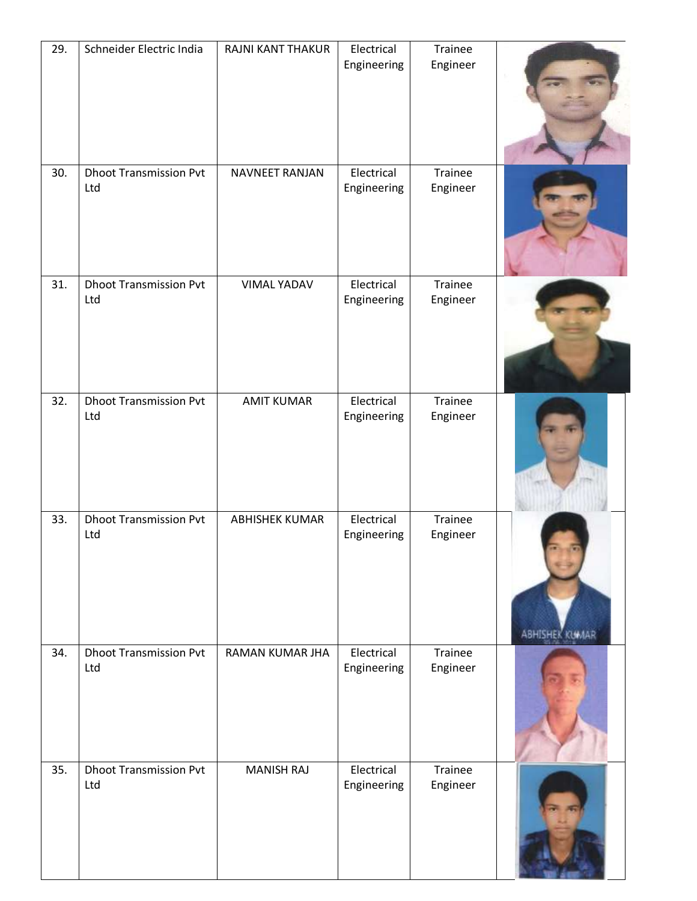| 29. | Schneider Electric India | RAJNI KANT THAKUR | Electrical Engineering | Trainee Engineer | |
|---|---|---|---|---|---|
| 30. | Dhoot Transmission Pvt Ltd | NAVNEET RANJAN | Electrical Engineering | Trainee Engineer | |
| 31. | Dhoot Transmission Pvt Ltd | VIMAL YADAV | Electrical Engineering | Trainee Engineer | |
| 32. | Dhoot Transmission Pvt Ltd | AMIT KUMAR | Electrical Engineering | Trainee Engineer | |
| 33. | Dhoot Transmission Pvt Ltd | ABHISHEK KUMAR | Electrical Engineering | Trainee Engineer | |
| 34. | Dhoot Transmission Pvt Ltd | RAMAN KUMAR JHA | Electrical Engineering | Trainee Engineer | |
| 35. | Dhoot Transmission Pvt Ltd | MANISH RAJ | Electrical Engineering | Trainee Engineer | |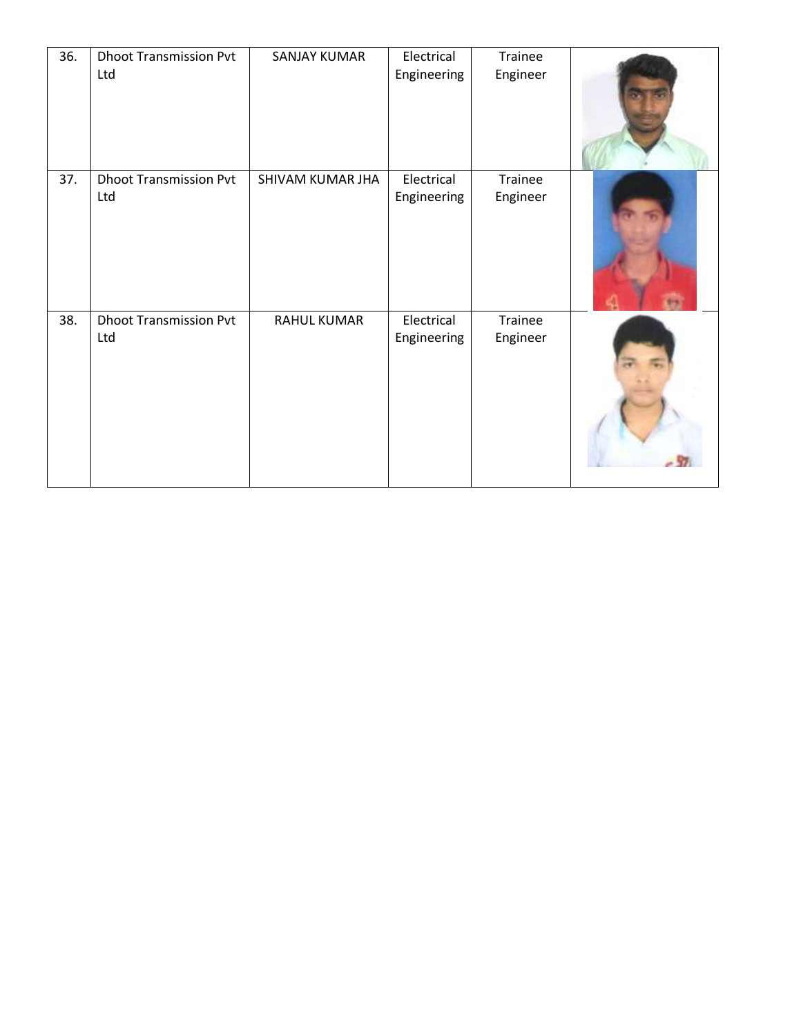| | | | | | |
|---|---|---|---|---|---|
| 36. | Dhoot Transmission Pvt Ltd | SANJAY KUMAR | Electrical Engineering | Trainee Engineer | |
| 37. | Dhoot Transmission Pvt Ltd | SHIVAM KUMAR JHA | Electrical Engineering | Trainee Engineer | |
| 38. | Dhoot Transmission Pvt Ltd | RAHUL KUMAR | Electrical Engineering | Trainee Engineer | |